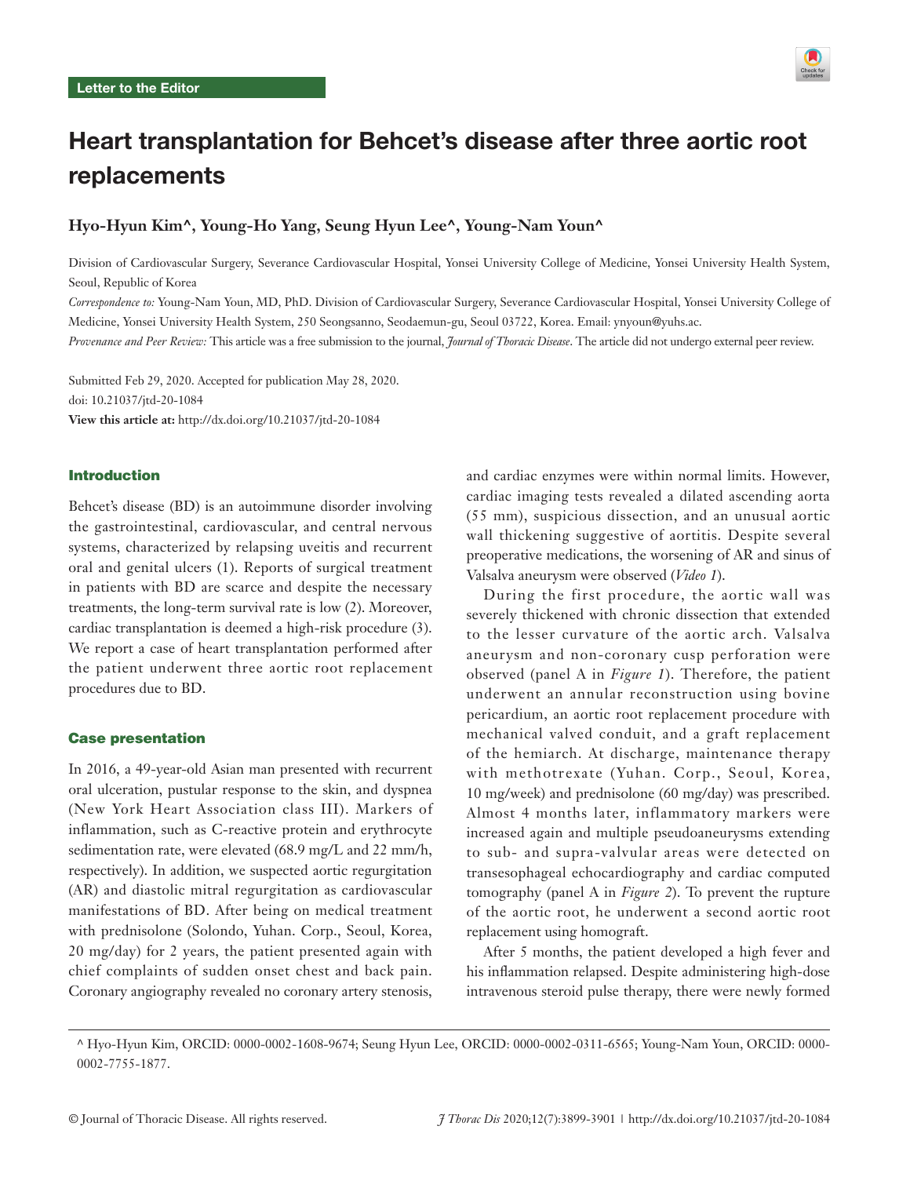Letter to the Editor

# Heart transplantation for Behcet's disease after three aortic root replacements

**Hyo-Hyun Kim^, Young-Ho Yang, Seung Hyun Lee^, Young-Nam Youn^**

Division of Cardiovascular Surgery, Severance Cardiovascular Hospital, Yonsei University College of Medicine, Yonsei University Health System, Seoul, Republic of Korea

*Correspondence to:* Young-Nam Youn, MD, PhD. Division of Cardiovascular Surgery, Severance Cardiovascular Hospital, Yonsei University College of Medicine, Yonsei University Health System, 250 Seongsanno, Seodaemun-gu, Seoul 03722, Korea. Email: ynyoun@yuhs.ac.

*Provenance and Peer Review:* This article was a free submission to the journal, *Journal of Thoracic Disease*. The article did not undergo external peer review.

Submitted Feb 29, 2020. Accepted for publication May 28, 2020.
doi: 10.21037/jtd-20-1084
**View this article at:** http://dx.doi.org/10.21037/jtd-20-1084

## Introduction

Behcet's disease (BD) is an autoimmune disorder involving the gastrointestinal, cardiovascular, and central nervous systems, characterized by relapsing uveitis and recurrent oral and genital ulcers (1). Reports of surgical treatment in patients with BD are scarce and despite the necessary treatments, the long-term survival rate is low (2). Moreover, cardiac transplantation is deemed a high-risk procedure (3). We report a case of heart transplantation performed after the patient underwent three aortic root replacement procedures due to BD.

## Case presentation

In 2016, a 49-year-old Asian man presented with recurrent oral ulceration, pustular response to the skin, and dyspnea (New York Heart Association class III). Markers of inflammation, such as C-reactive protein and erythrocyte sedimentation rate, were elevated (68.9 mg/L and 22 mm/h, respectively). In addition, we suspected aortic regurgitation (AR) and diastolic mitral regurgitation as cardiovascular manifestations of BD. After being on medical treatment with prednisolone (Solondo, Yuhan. Corp., Seoul, Korea, 20 mg/day) for 2 years, the patient presented again with chief complaints of sudden onset chest and back pain. Coronary angiography revealed no coronary artery stenosis, and cardiac enzymes were within normal limits. However, cardiac imaging tests revealed a dilated ascending aorta (55 mm), suspicious dissection, and an unusual aortic wall thickening suggestive of aortitis. Despite several preoperative medications, the worsening of AR and sinus of Valsalva aneurysm were observed (*Video 1*).

During the first procedure, the aortic wall was severely thickened with chronic dissection that extended to the lesser curvature of the aortic arch. Valsalva aneurysm and non-coronary cusp perforation were observed (panel A in *Figure 1*). Therefore, the patient underwent an annular reconstruction using bovine pericardium, an aortic root replacement procedure with mechanical valved conduit, and a graft replacement of the hemiarch. At discharge, maintenance therapy with methotrexate (Yuhan. Corp., Seoul, Korea, 10 mg/week) and prednisolone (60 mg/day) was prescribed. Almost 4 months later, inflammatory markers were increased again and multiple pseudoaneurysms extending to sub- and supra-valvular areas were detected on transesophageal echocardiography and cardiac computed tomography (panel A in *Figure 2*). To prevent the rupture of the aortic root, he underwent a second aortic root replacement using homograft.

After 5 months, the patient developed a high fever and his inflammation relapsed. Despite administering high-dose intravenous steroid pulse therapy, there were newly formed

^ Hyo-Hyun Kim, ORCID: 0000-0002-1608-9674; Seung Hyun Lee, ORCID: 0000-0002-0311-6565; Young-Nam Youn, ORCID: 0000-0002-7755-1877.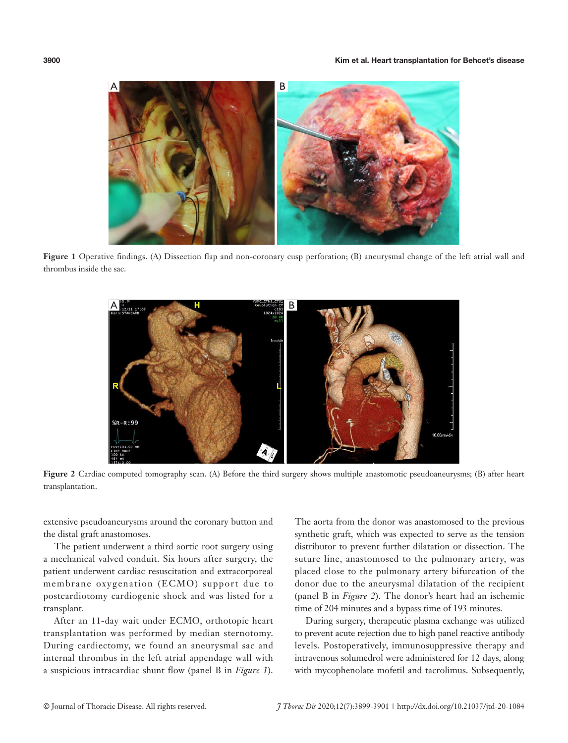Figure 1 Operative findings. (A) Dissection flap and non-coronary cusp perforation; (B) aneurysmal change of the left atrial wall and thrombus inside the sac.

Figure 2 Cardiac computed tomography scan. (A) Before the third surgery shows multiple anastomotic pseudoaneurysms; (B) after heart transplantation.

extensive pseudoaneurysms around the coronary button and the distal graft anastomoses.

The patient underwent a third aortic root surgery using a mechanical valved conduit. Six hours after surgery, the patient underwent cardiac resuscitation and extracorporeal membrane oxygenation (ECMO) support due to postcardiotomy cardiogenic shock and was listed for a transplant.

After an 11-day wait under ECMO, orthotopic heart transplantation was performed by median sternotomy. During cardiectomy, we found an aneurysmal sac and internal thrombus in the left atrial appendage wall with a suspicious intracardiac shunt flow (panel B in *Figure 1*). The aorta from the donor was anastomosed to the previous synthetic graft, which was expected to serve as the tension distributor to prevent further dilatation or dissection. The suture line, anastomosed to the pulmonary artery, was placed close to the pulmonary artery bifurcation of the donor due to the aneurysmal dilatation of the recipient (panel B in *Figure 2*). The donor's heart had an ischemic time of 204 minutes and a bypass time of 193 minutes.

During surgery, therapeutic plasma exchange was utilized to prevent acute rejection due to high panel reactive antibody levels. Postoperatively, immunosuppressive therapy and intravenous solumedrol were administered for 12 days, along with mycophenolate mofetil and tacrolimus. Subsequently,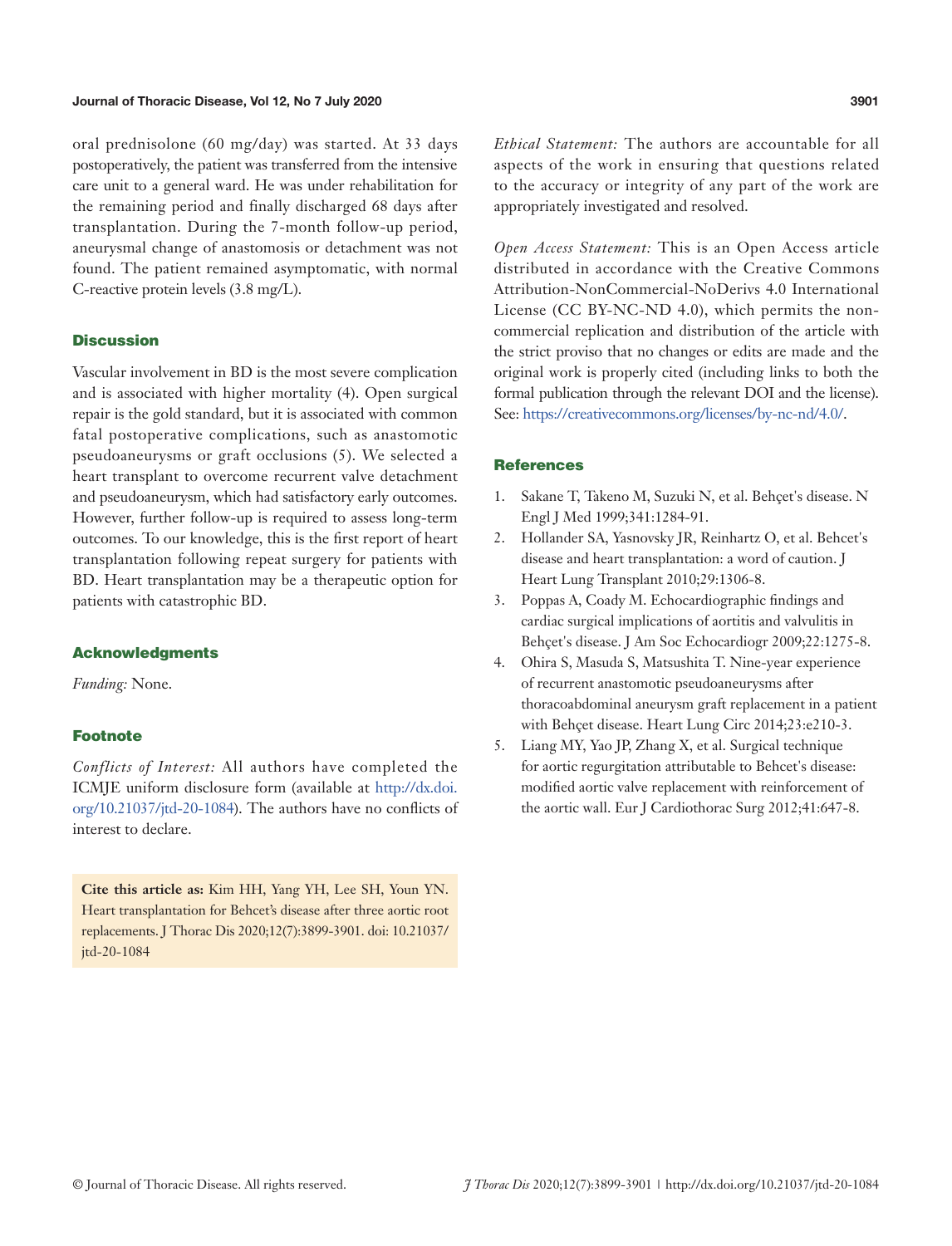oral prednisolone (60 mg/day) was started. At 33 days postoperatively, the patient was transferred from the intensive care unit to a general ward. He was under rehabilitation for the remaining period and finally discharged 68 days after transplantation. During the 7-month follow-up period, aneurysmal change of anastomosis or detachment was not found. The patient remained asymptomatic, with normal C-reactive protein levels (3.8 mg/L).

## Discussion

Vascular involvement in BD is the most severe complication and is associated with higher mortality (4). Open surgical repair is the gold standard, but it is associated with common fatal postoperative complications, such as anastomotic pseudoaneurysms or graft occlusions (5). We selected a heart transplant to overcome recurrent valve detachment and pseudoaneurysm, which had satisfactory early outcomes. However, further follow-up is required to assess long-term outcomes. To our knowledge, this is the first report of heart transplantation following repeat surgery for patients with BD. Heart transplantation may be a therapeutic option for patients with catastrophic BD.

## Acknowledgments

*Funding:* None.

## Footnote

*Conflicts of Interest:* All authors have completed the ICMJE uniform disclosure form (available at http://dx.doi.org/10.21037/jtd-20-1084). The authors have no conflicts of interest to declare.

*Ethical Statement:* The authors are accountable for all aspects of the work in ensuring that questions related to the accuracy or integrity of any part of the work are appropriately investigated and resolved.

*Open Access Statement:* This is an Open Access article distributed in accordance with the Creative Commons Attribution-NonCommercial-NoDerivs 4.0 International License (CC BY-NC-ND 4.0), which permits the non-commercial replication and distribution of the article with the strict proviso that no changes or edits are made and the original work is properly cited (including links to both the formal publication through the relevant DOI and the license). See: https://creativecommons.org/licenses/by-nc-nd/4.0/.

## References

1. Sakane T, Takeno M, Suzuki N, et al. Behçet's disease. N Engl J Med 1999;341:1284-91.
2. Hollander SA, Yasnovsky JR, Reinhartz O, et al. Behcet's disease and heart transplantation: a word of caution. J Heart Lung Transplant 2010;29:1306-8.
3. Poppas A, Coady M. Echocardiographic findings and cardiac surgical implications of aortitis and valvulitis in Behçet's disease. J Am Soc Echocardiogr 2009;22:1275-8.
4. Ohira S, Masuda S, Matsushita T. Nine-year experience of recurrent anastomotic pseudoaneurysms after thoracoabdominal aneurysm graft replacement in a patient with Behçet disease. Heart Lung Circ 2014;23:e210-3.
5. Liang MY, Yao JP, Zhang X, et al. Surgical technique for aortic regurgitation attributable to Behcet's disease: modified aortic valve replacement with reinforcement of the aortic wall. Eur J Cardiothorac Surg 2012;41:647-8.

**Cite this article as:** Kim HH, Yang YH, Lee SH, Youn YN. Heart transplantation for Behcet's disease after three aortic root replacements. J Thorac Dis 2020;12(7):3899-3901. doi: 10.21037/jtd-20-1084